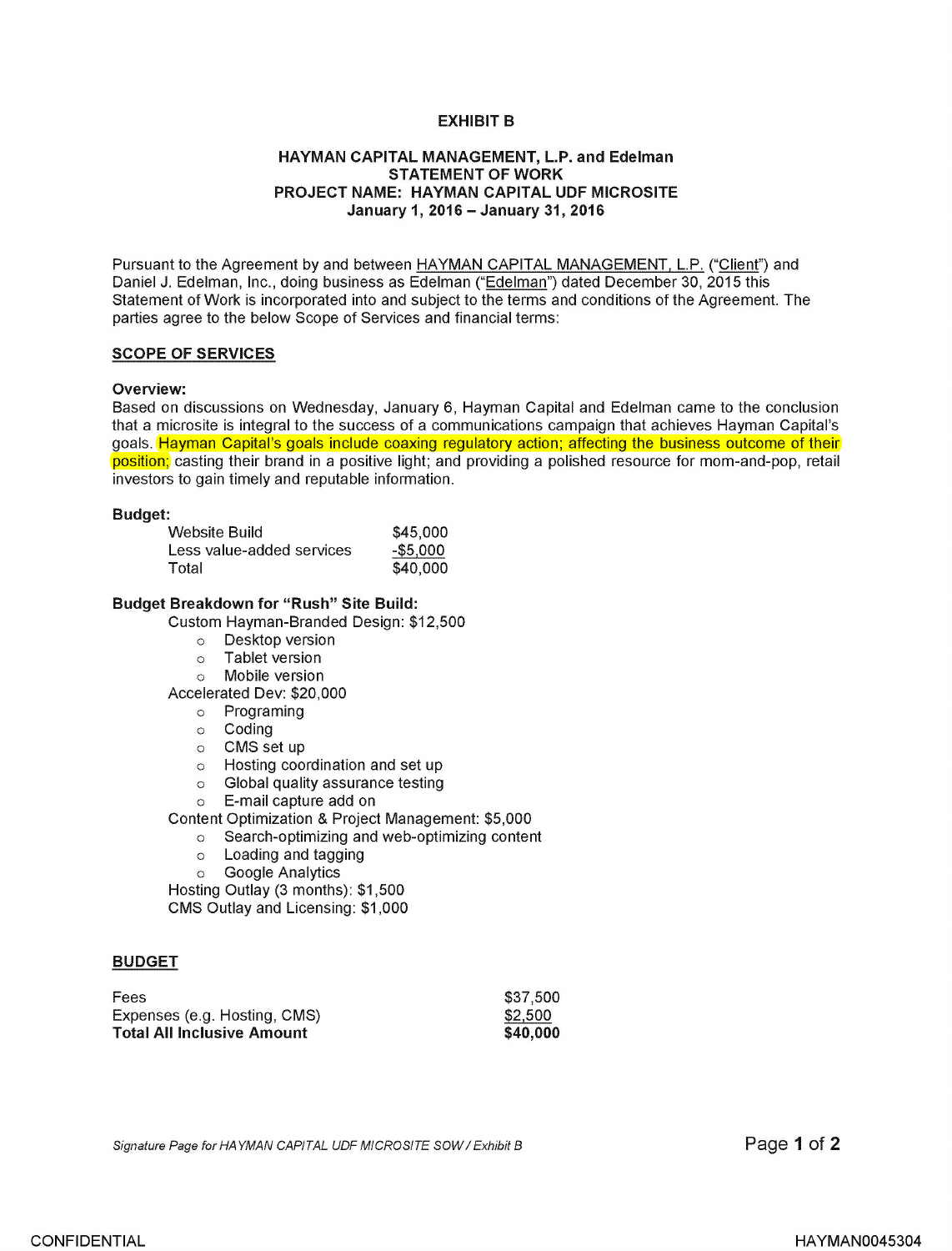**EXHIBIT B**

**HAYMAN CAPITAL MANAGEMENT, L.P. and Edelman**
**STATEMENT OF WORK**
**PROJECT NAME: HAYMAN CAPITAL UDF MICROSITE**
**January 1, 2016 – January 31, 2016**

Pursuant to the Agreement by and between HAYMAN CAPITAL MANAGEMENT, L.P. ("Client") and Daniel J. Edelman, Inc., doing business as Edelman ("Edelman") dated December 30, 2015 this Statement of Work is incorporated into and subject to the terms and conditions of the Agreement. The parties agree to the below Scope of Services and financial terms:

## SCOPE OF SERVICES

**Overview:**
Based on discussions on Wednesday, January 6, Hayman Capital and Edelman came to the conclusion that a microsite is integral to the success of a communications campaign that achieves Hayman Capital's goals. Hayman Capital's goals include coaxing regulatory action; affecting the business outcome of their position; casting their brand in a positive light; and providing a polished resource for mom-and-pop, retail investors to gain timely and reputable information.

**Budget:**

| | |
|---|---|
| Website Build | $45,000 |
| Less value-added services | -$5,000 |
| Total | $40,000 |

**Budget Breakdown for "Rush" Site Build:**

Custom Hayman-Branded Design: $12,500
- Desktop version
- Tablet version
- Mobile version

Accelerated Dev: $20,000
- Programing
- Coding
- CMS set up
- Hosting coordination and set up
- Global quality assurance testing
- E-mail capture add on

Content Optimization & Project Management: $5,000
- Search-optimizing and web-optimizing content
- Loading and tagging
- Google Analytics

Hosting Outlay (3 months): $1,500

CMS Outlay and Licensing: $1,000

## BUDGET

| | |
|---|---|
| Fees | $37,500 |
| Expenses (e.g. Hosting, CMS) | $2,500 |
| **Total All Inclusive Amount** | **$40,000** |

*Signature Page for HAYMAN CAPITAL UDF MICROSITE SOW / Exhibit B*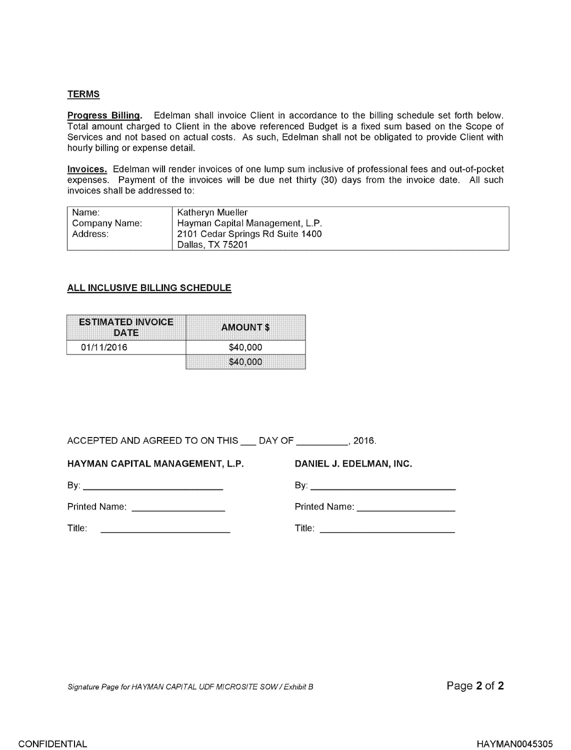**TERMS**

**Progress Billing.** Edelman shall invoice Client in accordance to the billing schedule set forth below. Total amount charged to Client in the above referenced Budget is a fixed sum based on the Scope of Services and not based on actual costs. As such, Edelman shall not be obligated to provide Client with hourly billing or expense detail.

**Invoices.** Edelman will render invoices of one lump sum inclusive of professional fees and out-of-pocket expenses. Payment of the invoices will be due net thirty (30) days from the invoice date. All such invoices shall be addressed to:

| | |
|---|---|
| Name:<br>Company Name:<br>Address: | Katheryn Mueller<br>Hayman Capital Management, L.P.<br>2101 Cedar Springs Rd Suite 1400<br>Dallas, TX 75201 |

**ALL INCLUSIVE BILLING SCHEDULE**

| ESTIMATED INVOICE DATE | AMOUNT $ |
|---|---|
| 01/11/2016 | $40,000 |
| | $40,000 |

ACCEPTED AND AGREED TO ON THIS ___ DAY OF __________, 2016.

**HAYMAN CAPITAL MANAGEMENT, L.P.**

By: ____________________________

Printed Name: __________________

Title: _________________________

**DANIEL J. EDELMAN, INC.**

By: ____________________________

Printed Name: __________________

Title: _________________________

*Signature Page for HAYMAN CAPITAL UDF MICROSITE SOW / Exhibit B*

CONFIDENTIAL

HAYMAN0045305